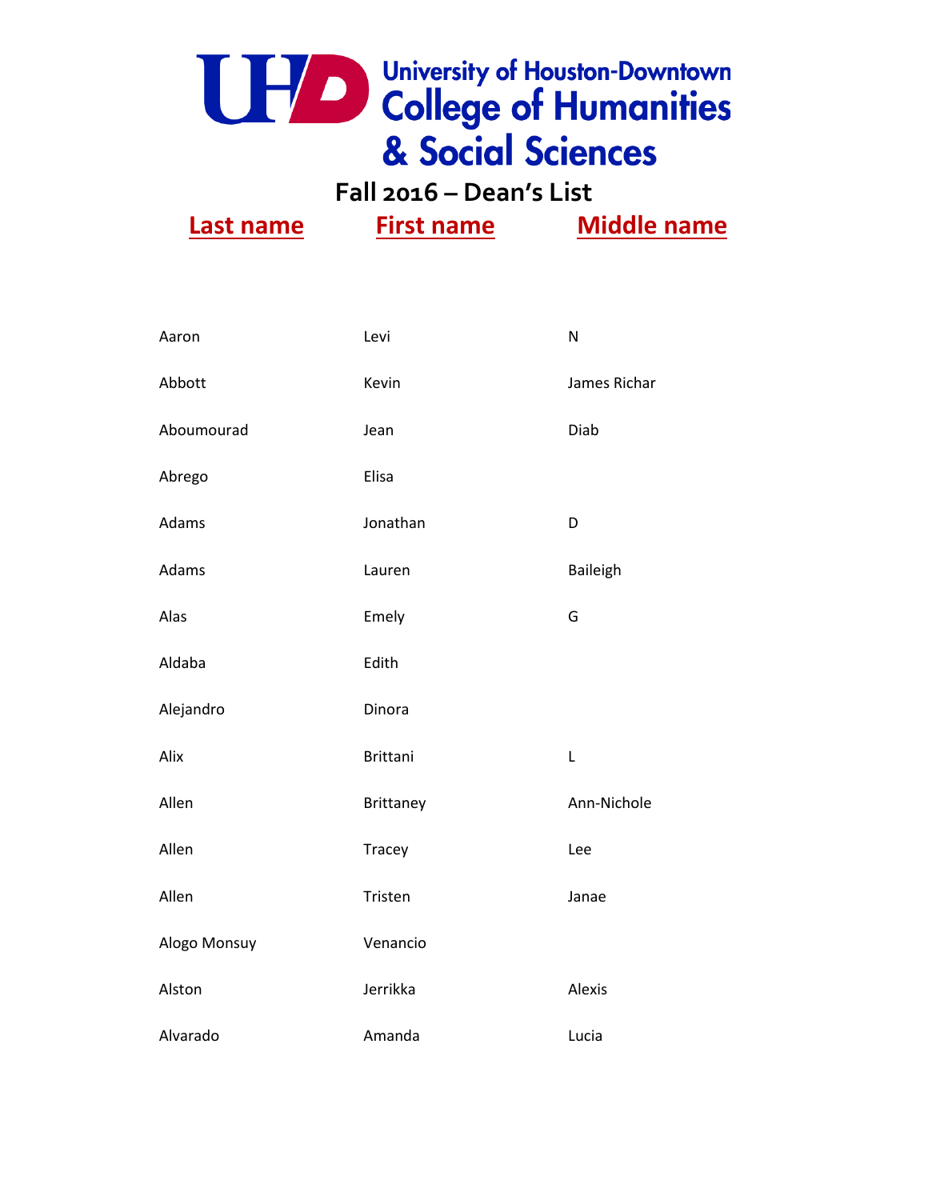# University of Houston-Downtown College of Humanities & Social Sciences

## Fall 2016 – Dean's List

| Last name | First name | Middle name |
|---|---|---|
| Aaron | Levi | N |
| Abbott | Kevin | James Richar |
| Aboumourad | Jean | Diab |
| Abrego | Elisa | |
| Adams | Jonathan | D |
| Adams | Lauren | Baileigh |
| Alas | Emely | G |
| Aldaba | Edith | |
| Alejandro | Dinora | |
| Alix | Brittani | L |
| Allen | Brittaney | Ann-Nichole |
| Allen | Tracey | Lee |
| Allen | Tristen | Janae |
| Alogo Monsuy | Venancio | |
| Alston | Jerrikka | Alexis |
| Alvarado | Amanda | Lucia |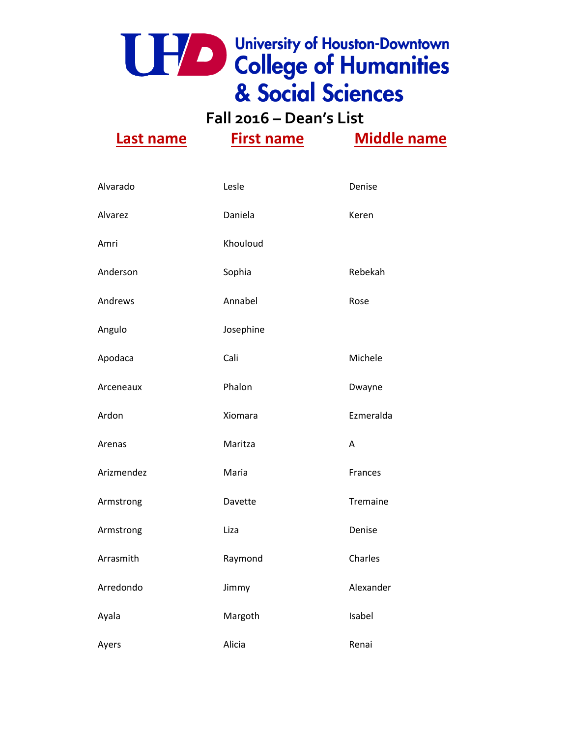University of Houston-Downtown
College of Humanities & Social Sciences

## Fall 2016 – Dean's List

| Last name | First name | Middle name |
|---|---|---|
| Alvarado | Lesle | Denise |
| Alvarez | Daniela | Keren |
| Amri | Khouloud | |
| Anderson | Sophia | Rebekah |
| Andrews | Annabel | Rose |
| Angulo | Josephine | |
| Apodaca | Cali | Michele |
| Arceneaux | Phalon | Dwayne |
| Ardon | Xiomara | Ezmeralda |
| Arenas | Maritza | A |
| Arizmendez | Maria | Frances |
| Armstrong | Davette | Tremaine |
| Armstrong | Liza | Denise |
| Arrasmith | Raymond | Charles |
| Arredondo | Jimmy | Alexander |
| Ayala | Margoth | Isabel |
| Ayers | Alicia | Renai |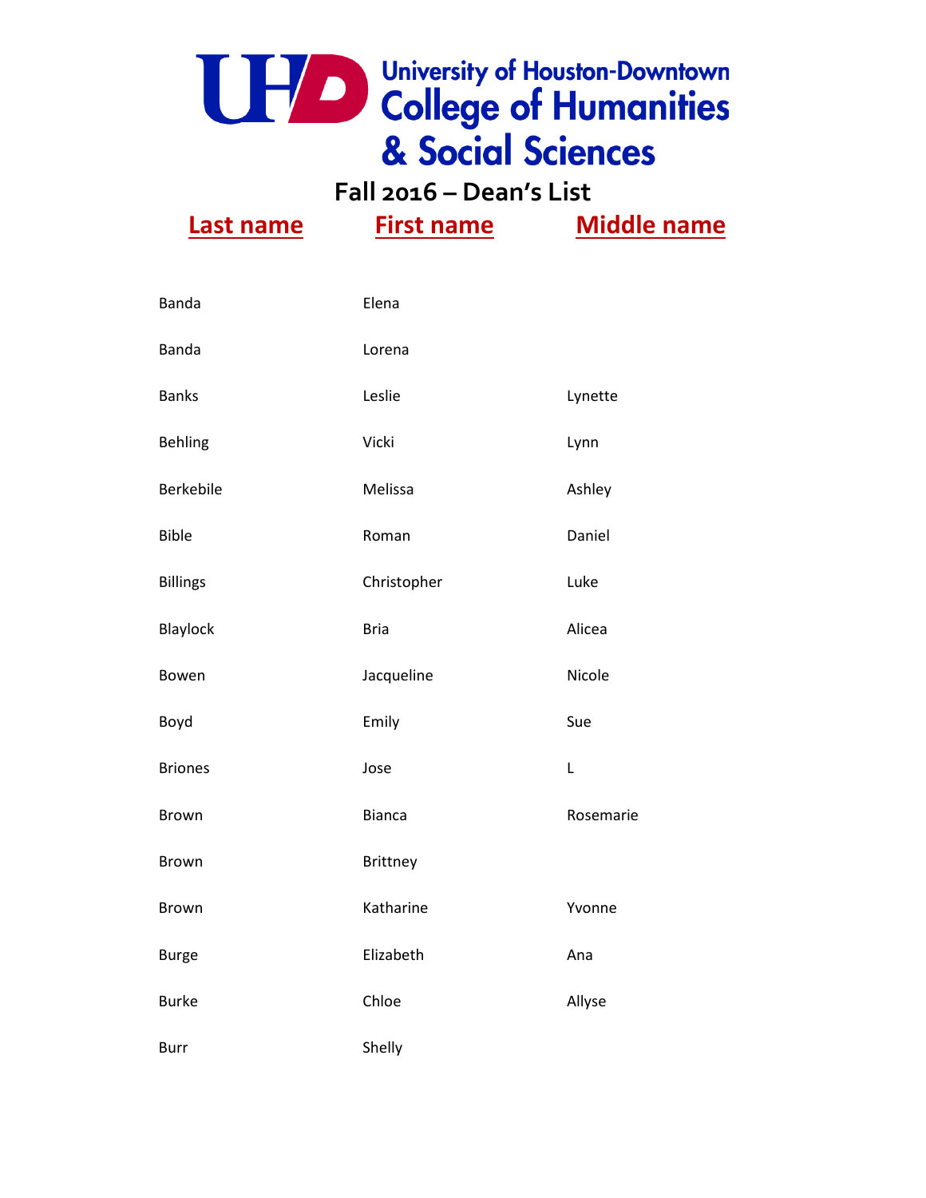University of Houston-Downtown
College of Humanities & Social Sciences

## Fall 2016 – Dean's List

| Last name | First name | Middle name |
| --- | --- | --- |
| Banda | Elena | |
| Banda | Lorena | |
| Banks | Leslie | Lynette |
| Behling | Vicki | Lynn |
| Berkebile | Melissa | Ashley |
| Bible | Roman | Daniel |
| Billings | Christopher | Luke |
| Blaylock | Bria | Alicea |
| Bowen | Jacqueline | Nicole |
| Boyd | Emily | Sue |
| Briones | Jose | L |
| Brown | Bianca | Rosemarie |
| Brown | Brittney | |
| Brown | Katharine | Yvonne |
| Burge | Elizabeth | Ana |
| Burke | Chloe | Allyse |
| Burr | Shelly | |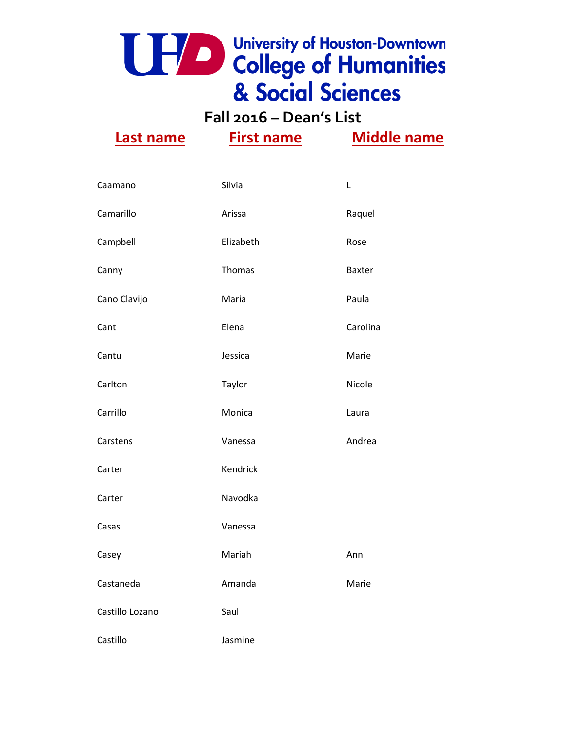# University of Houston-Downtown College of Humanities & Social Sciences

## Fall 2016 – Dean's List

| Last name | First name | Middle name |
|---|---|---|
| Caamano | Silvia | L |
| Camarillo | Arissa | Raquel |
| Campbell | Elizabeth | Rose |
| Canny | Thomas | Baxter |
| Cano Clavijo | Maria | Paula |
| Cant | Elena | Carolina |
| Cantu | Jessica | Marie |
| Carlton | Taylor | Nicole |
| Carrillo | Monica | Laura |
| Carstens | Vanessa | Andrea |
| Carter | Kendrick | |
| Carter | Navodka | |
| Casas | Vanessa | |
| Casey | Mariah | Ann |
| Castaneda | Amanda | Marie |
| Castillo Lozano | Saul | |
| Castillo | Jasmine | |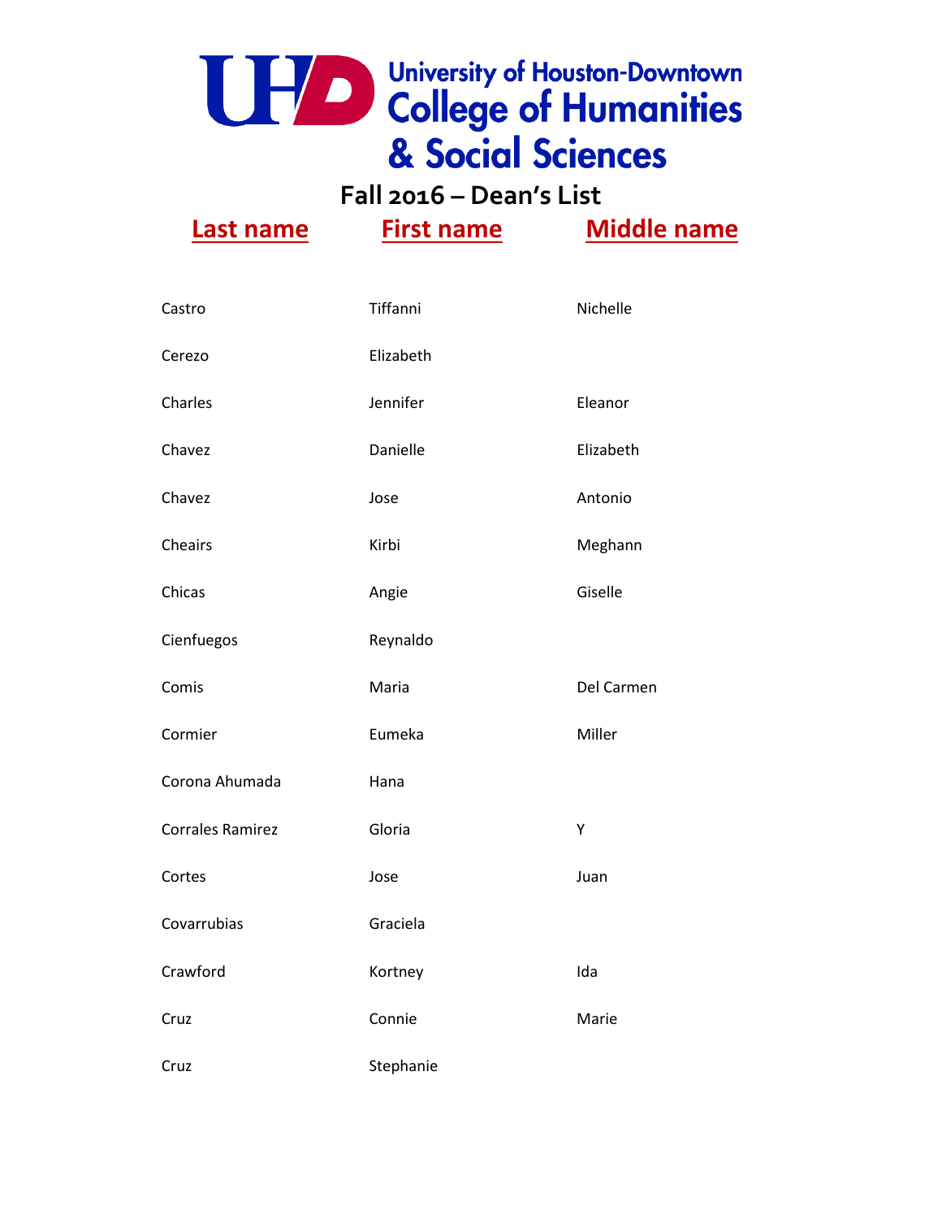University of Houston-Downtown College of Humanities & Social Sciences

# Fall 2016 – Dean's List

| Last name | First name | Middle name |
|---|---|---|
| Castro | Tiffanni | Nichelle |
| Cerezo | Elizabeth | |
| Charles | Jennifer | Eleanor |
| Chavez | Danielle | Elizabeth |
| Chavez | Jose | Antonio |
| Cheairs | Kirbi | Meghann |
| Chicas | Angie | Giselle |
| Cienfuegos | Reynaldo | |
| Comis | Maria | Del Carmen |
| Cormier | Eumeka | Miller |
| Corona Ahumada | Hana | |
| Corrales Ramirez | Gloria | Y |
| Cortes | Jose | Juan |
| Covarrubias | Graciela | |
| Crawford | Kortney | Ida |
| Cruz | Connie | Marie |
| Cruz | Stephanie | |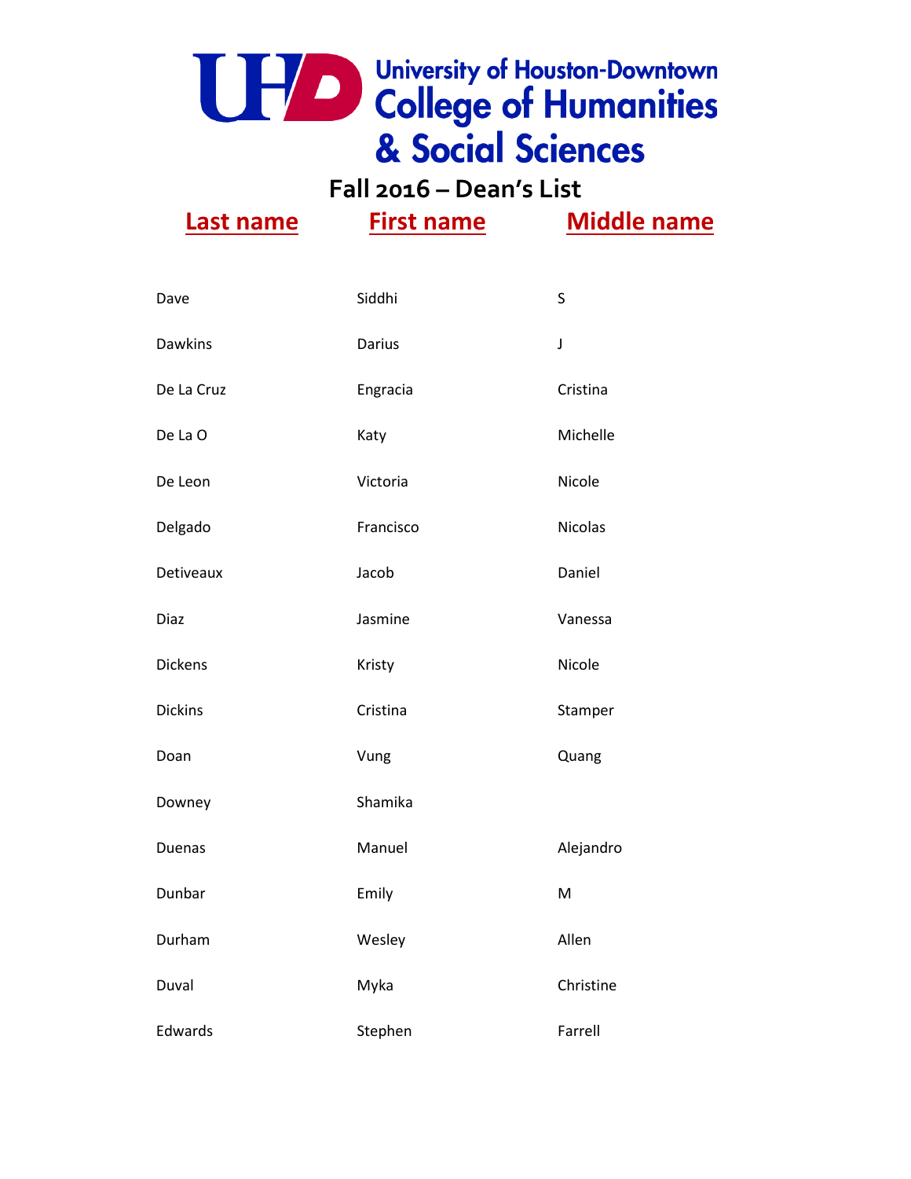# University of Houston-Downtown College of Humanities & Social Sciences

## Fall 2016 – Dean's List

| Last name | First name | Middle name |
|---|---|---|
| Dave | Siddhi | S |
| Dawkins | Darius | J |
| De La Cruz | Engracia | Cristina |
| De La O | Katy | Michelle |
| De Leon | Victoria | Nicole |
| Delgado | Francisco | Nicolas |
| Detiveaux | Jacob | Daniel |
| Diaz | Jasmine | Vanessa |
| Dickens | Kristy | Nicole |
| Dickins | Cristina | Stamper |
| Doan | Vung | Quang |
| Downey | Shamika | |
| Duenas | Manuel | Alejandro |
| Dunbar | Emily | M |
| Durham | Wesley | Allen |
| Duval | Myka | Christine |
| Edwards | Stephen | Farrell |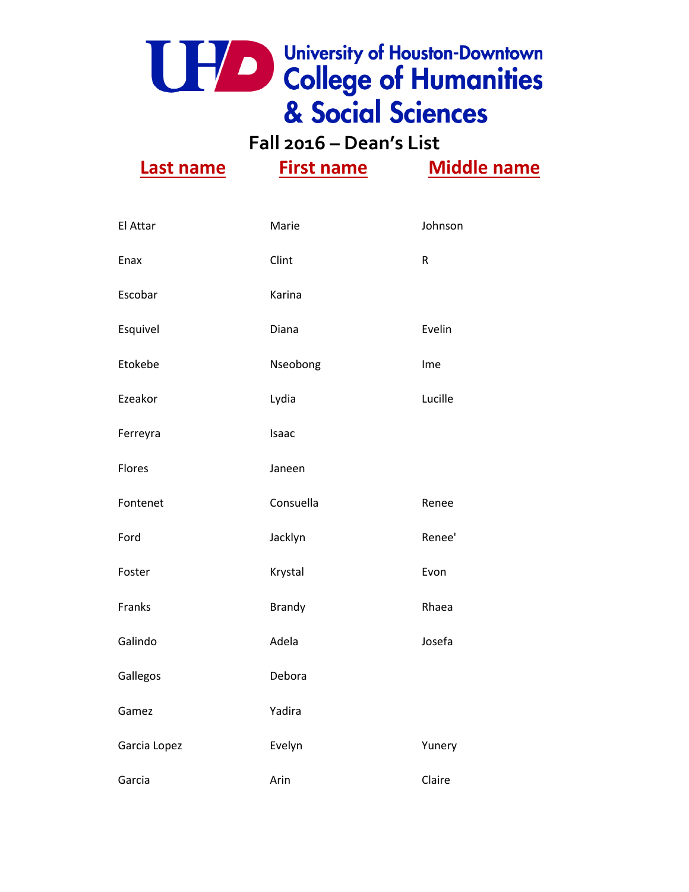# University of Houston-Downtown College of Humanities & Social Sciences

## Fall 2016 – Dean's List

| Last name | First name | Middle name |
|---|---|---|
| El Attar | Marie | Johnson |
| Enax | Clint | R |
| Escobar | Karina | |
| Esquivel | Diana | Evelin |
| Etokebe | Nseobong | Ime |
| Ezeakor | Lydia | Lucille |
| Ferreyra | Isaac | |
| Flores | Janeen | |
| Fontenet | Consuella | Renee |
| Ford | Jacklyn | Renee' |
| Foster | Krystal | Evon |
| Franks | Brandy | Rhaea |
| Galindo | Adela | Josefa |
| Gallegos | Debora | |
| Gamez | Yadira | |
| Garcia Lopez | Evelyn | Yunery |
| Garcia | Arin | Claire |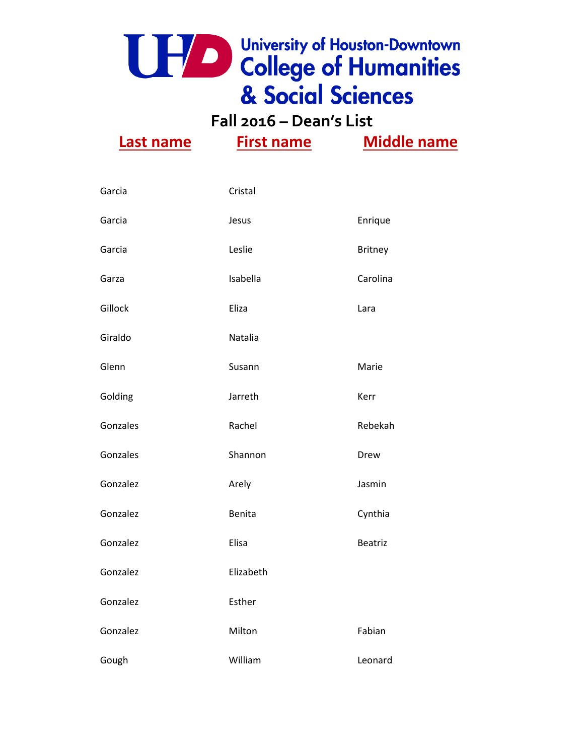University of Houston-Downtown College of Humanities & Social Sciences

## Fall 2016 – Dean's List

| Last name | First name | Middle name |
|---|---|---|
| Garcia | Cristal | |
| Garcia | Jesus | Enrique |
| Garcia | Leslie | Britney |
| Garza | Isabella | Carolina |
| Gillock | Eliza | Lara |
| Giraldo | Natalia | |
| Glenn | Susann | Marie |
| Golding | Jarreth | Kerr |
| Gonzales | Rachel | Rebekah |
| Gonzales | Shannon | Drew |
| Gonzalez | Arely | Jasmin |
| Gonzalez | Benita | Cynthia |
| Gonzalez | Elisa | Beatriz |
| Gonzalez | Elizabeth | |
| Gonzalez | Esther | |
| Gonzalez | Milton | Fabian |
| Gough | William | Leonard |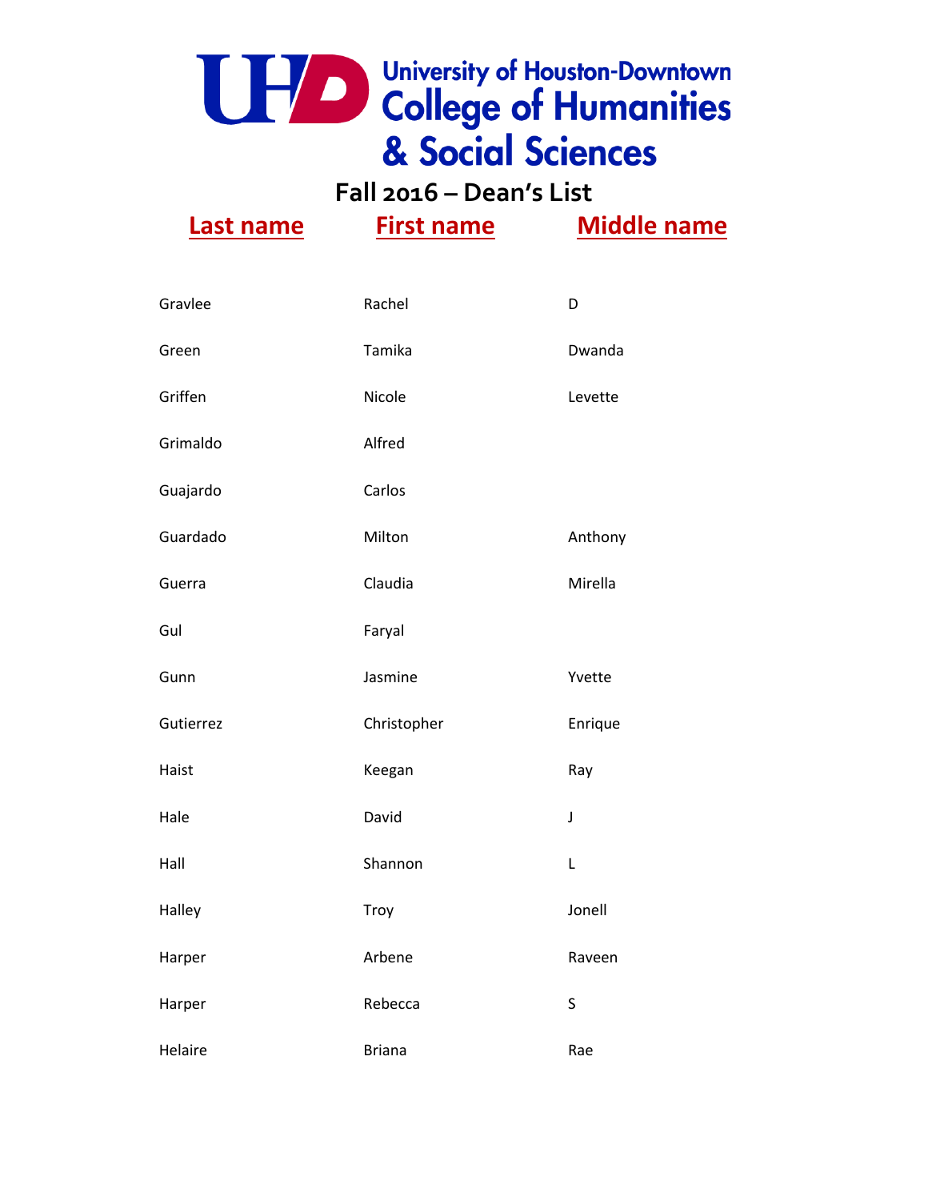# University of Houston-Downtown College of Humanities & Social Sciences

## Fall 2016 – Dean's List

| Last name | First name | Middle name |
|---|---|---|
| Gravlee | Rachel | D |
| Green | Tamika | Dwanda |
| Griffen | Nicole | Levette |
| Grimaldo | Alfred | |
| Guajardo | Carlos | |
| Guardado | Milton | Anthony |
| Guerra | Claudia | Mirella |
| Gul | Faryal | |
| Gunn | Jasmine | Yvette |
| Gutierrez | Christopher | Enrique |
| Haist | Keegan | Ray |
| Hale | David | J |
| Hall | Shannon | L |
| Halley | Troy | Jonell |
| Harper | Arbene | Raveen |
| Harper | Rebecca | S |
| Helaire | Briana | Rae |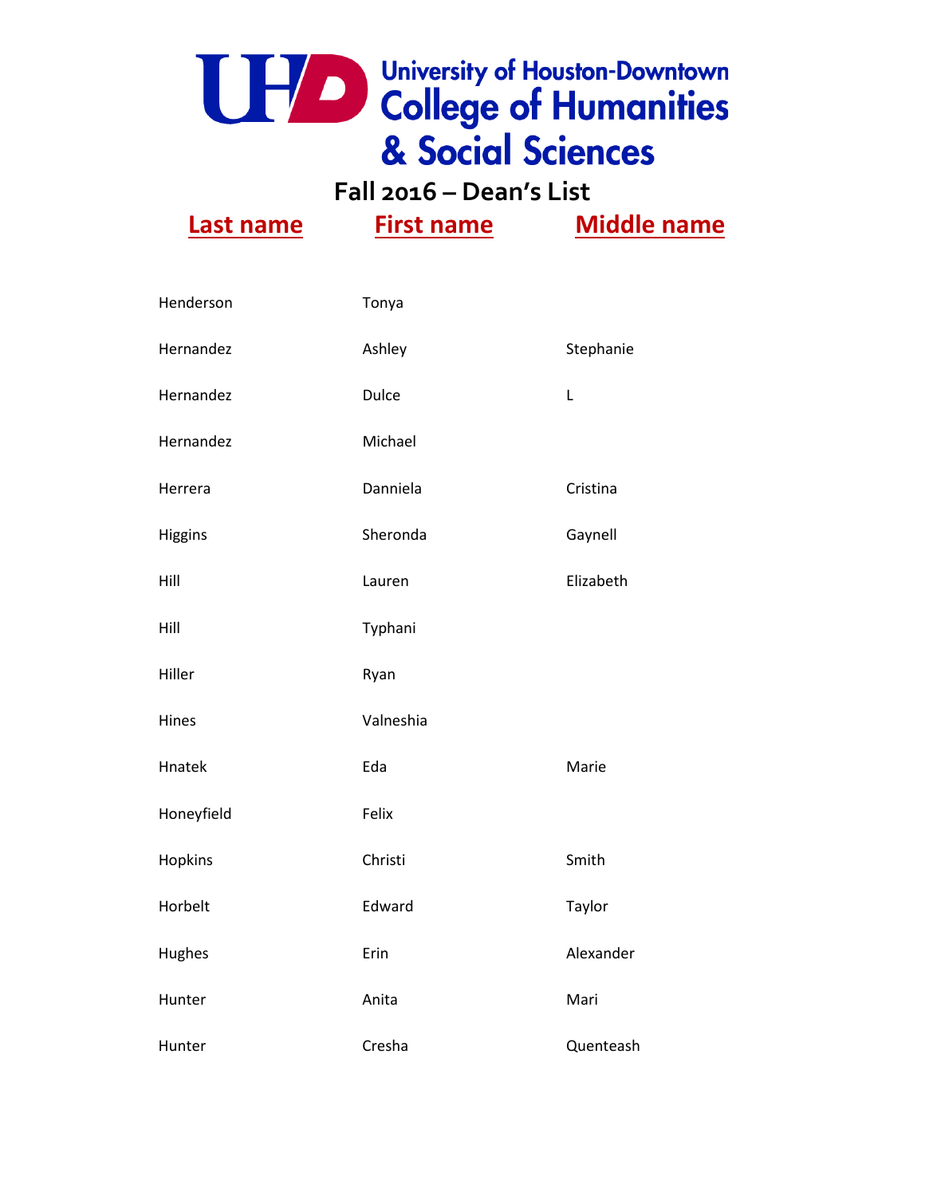# University of Houston-Downtown College of Humanities & Social Sciences

## Fall 2016 – Dean's List

| Last name | First name | Middle name |
|---|---|---|
| Henderson | Tonya | |
| Hernandez | Ashley | Stephanie |
| Hernandez | Dulce | L |
| Hernandez | Michael | |
| Herrera | Danniela | Cristina |
| Higgins | Sheronda | Gaynell |
| Hill | Lauren | Elizabeth |
| Hill | Typhani | |
| Hiller | Ryan | |
| Hines | Valneshia | |
| Hnatek | Eda | Marie |
| Honeyfield | Felix | |
| Hopkins | Christi | Smith |
| Horbelt | Edward | Taylor |
| Hughes | Erin | Alexander |
| Hunter | Anita | Mari |
| Hunter | Cresha | Quenteash |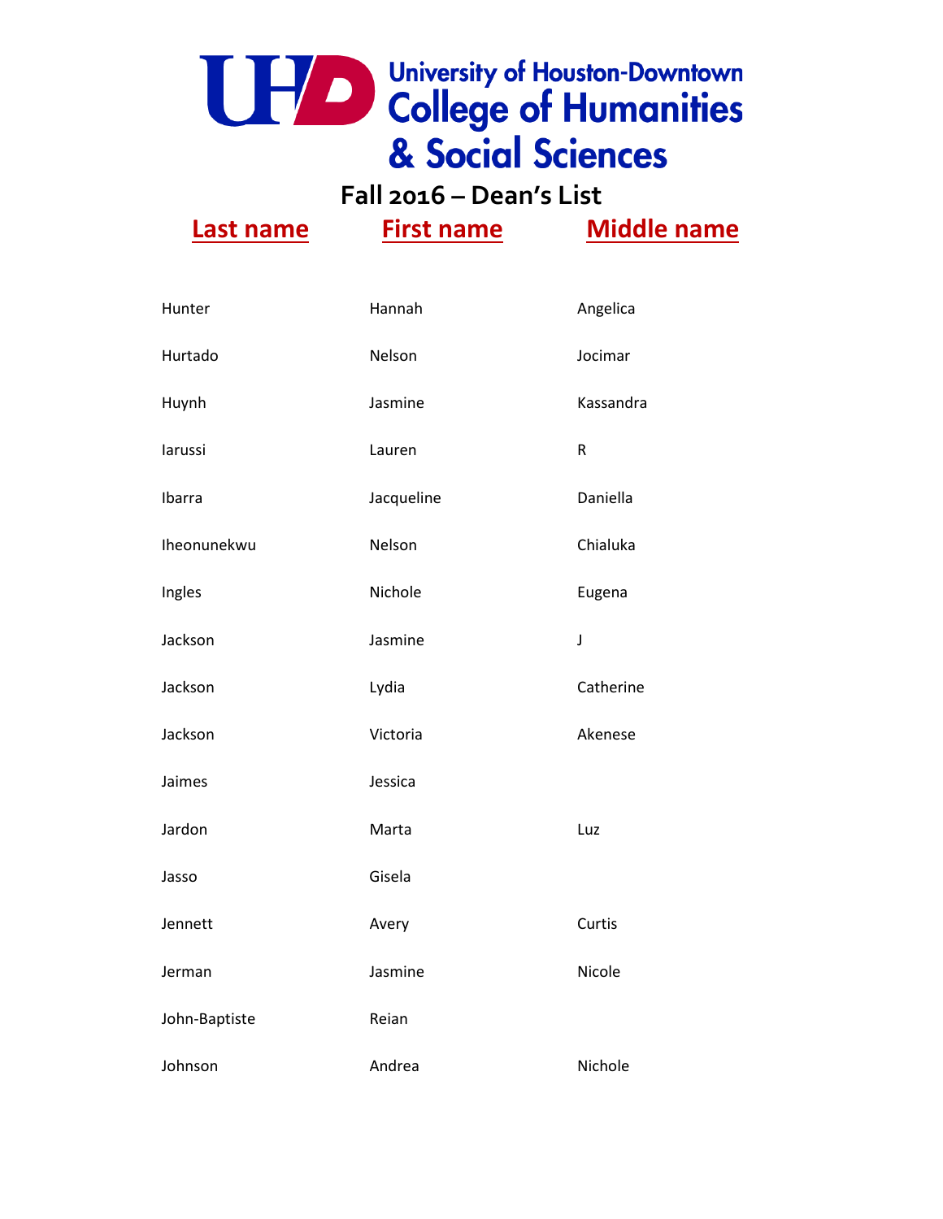# University of Houston-Downtown College of Humanities & Social Sciences

## Fall 2016 – Dean's List

| Last name | First name | Middle name |
|---|---|---|
| Hunter | Hannah | Angelica |
| Hurtado | Nelson | Jocimar |
| Huynh | Jasmine | Kassandra |
| Iarussi | Lauren | R |
| Ibarra | Jacqueline | Daniella |
| Iheonunekwu | Nelson | Chialuka |
| Ingles | Nichole | Eugena |
| Jackson | Jasmine | J |
| Jackson | Lydia | Catherine |
| Jackson | Victoria | Akenese |
| Jaimes | Jessica | |
| Jardon | Marta | Luz |
| Jasso | Gisela | |
| Jennett | Avery | Curtis |
| Jerman | Jasmine | Nicole |
| John-Baptiste | Reian | |
| Johnson | Andrea | Nichole |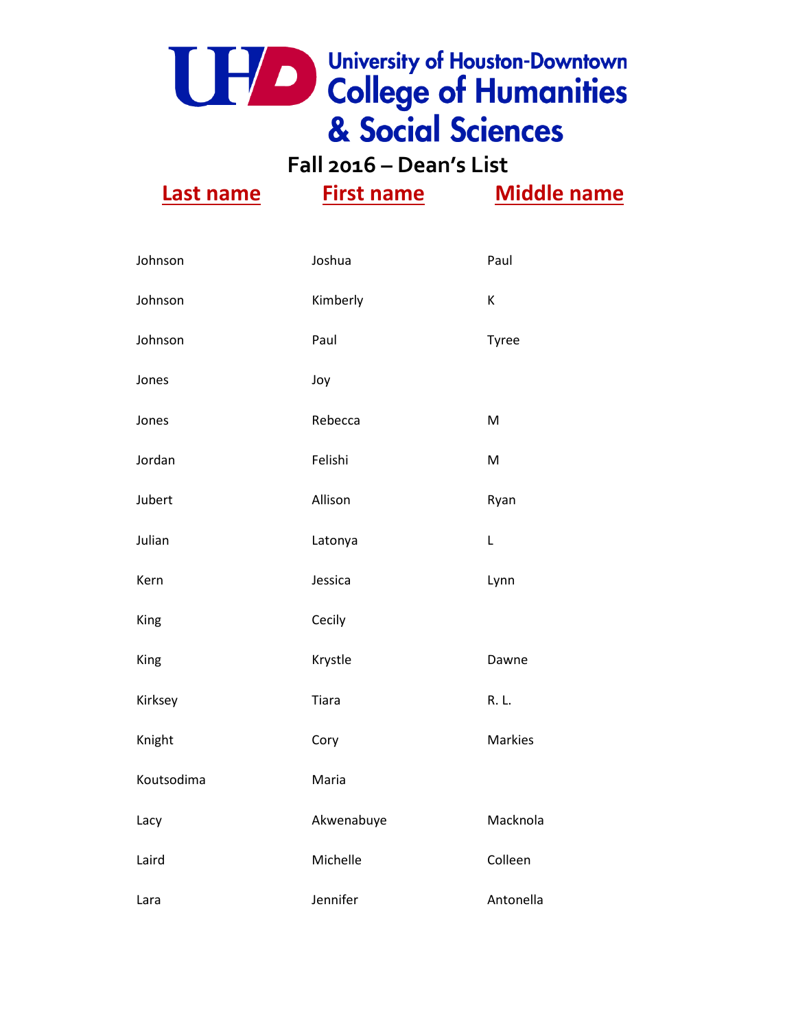# University of Houston-Downtown College of Humanities & Social Sciences

## Fall 2016 – Dean's List

| Last name | First name | Middle name |
| --- | --- | --- |
| Johnson | Joshua | Paul |
| Johnson | Kimberly | K |
| Johnson | Paul | Tyree |
| Jones | Joy | |
| Jones | Rebecca | M |
| Jordan | Felishi | M |
| Jubert | Allison | Ryan |
| Julian | Latonya | L |
| Kern | Jessica | Lynn |
| King | Cecily | |
| King | Krystle | Dawne |
| Kirksey | Tiara | R. L. |
| Knight | Cory | Markies |
| Koutsodima | Maria | |
| Lacy | Akwenabuye | Macknola |
| Laird | Michelle | Colleen |
| Lara | Jennifer | Antonella |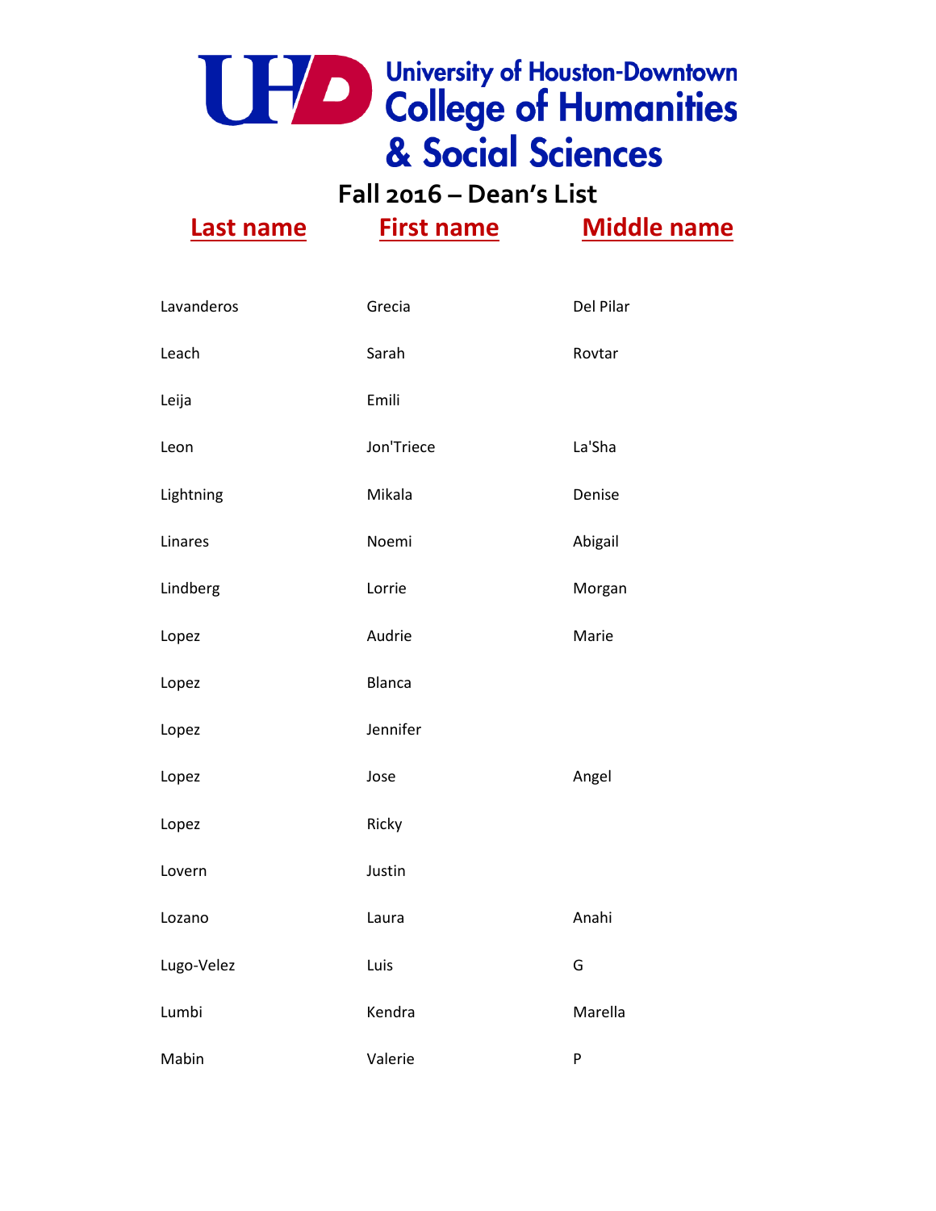# University of Houston-Downtown College of Humanities & Social Sciences

## Fall 2016 – Dean's List

| Last name | First name | Middle name |
|---|---|---|
| Lavanderos | Grecia | Del Pilar |
| Leach | Sarah | Rovtar |
| Leija | Emili | |
| Leon | Jon'Triece | La'Sha |
| Lightning | Mikala | Denise |
| Linares | Noemi | Abigail |
| Lindberg | Lorrie | Morgan |
| Lopez | Audrie | Marie |
| Lopez | Blanca | |
| Lopez | Jennifer | |
| Lopez | Jose | Angel |
| Lopez | Ricky | |
| Lovern | Justin | |
| Lozano | Laura | Anahi |
| Lugo-Velez | Luis | G |
| Lumbi | Kendra | Marella |
| Mabin | Valerie | P |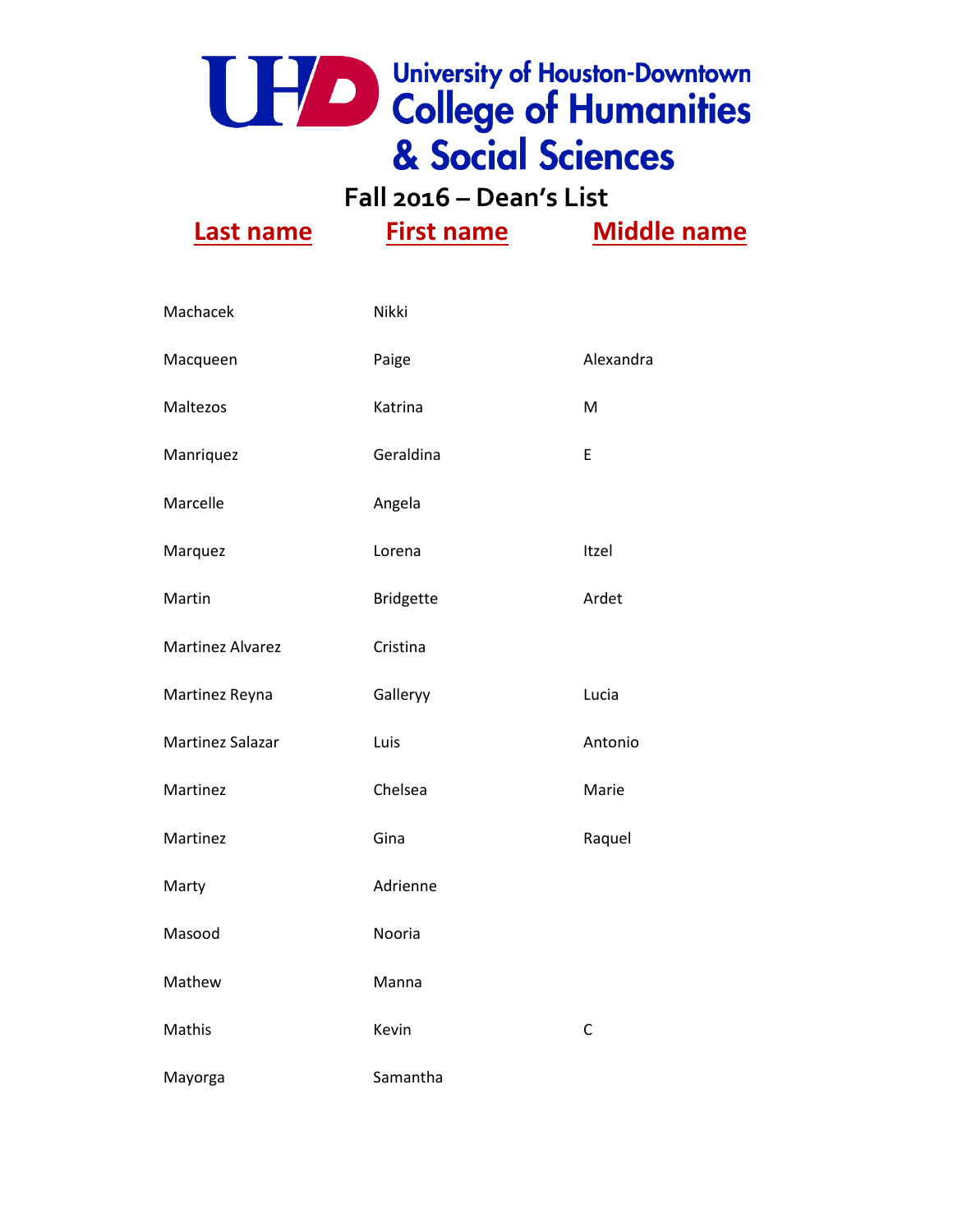University of Houston-Downtown College of Humanities & Social Sciences

## Fall 2016 – Dean's List

| Last name | First name | Middle name |
|---|---|---|
| Machacek | Nikki | |
| Macqueen | Paige | Alexandra |
| Maltezos | Katrina | M |
| Manriquez | Geraldina | E |
| Marcelle | Angela | |
| Marquez | Lorena | Itzel |
| Martin | Bridgette | Ardet |
| Martinez Alvarez | Cristina | |
| Martinez Reyna | Galleryy | Lucia |
| Martinez Salazar | Luis | Antonio |
| Martinez | Chelsea | Marie |
| Martinez | Gina | Raquel |
| Marty | Adrienne | |
| Masood | Nooria | |
| Mathew | Manna | |
| Mathis | Kevin | C |
| Mayorga | Samantha | |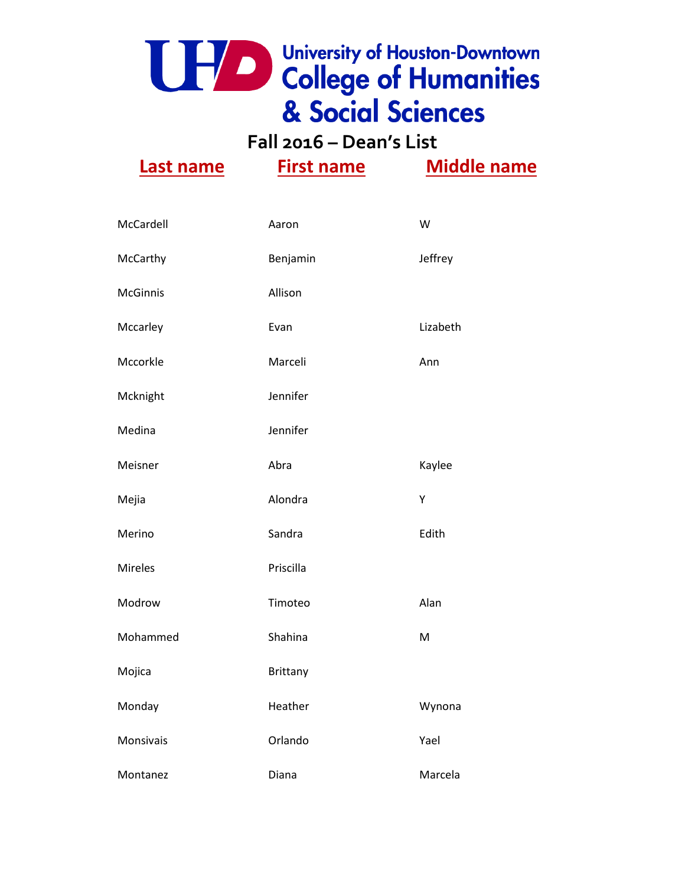# University of Houston-Downtown College of Humanities & Social Sciences

## Fall 2016 – Dean's List

| Last name | First name | Middle name |
|---|---|---|
| McCardell | Aaron | W |
| McCarthy | Benjamin | Jeffrey |
| McGinnis | Allison | |
| Mccarley | Evan | Lizabeth |
| Mccorkle | Marceli | Ann |
| Mcknight | Jennifer | |
| Medina | Jennifer | |
| Meisner | Abra | Kaylee |
| Mejia | Alondra | Y |
| Merino | Sandra | Edith |
| Mireles | Priscilla | |
| Modrow | Timoteo | Alan |
| Mohammed | Shahina | M |
| Mojica | Brittany | |
| Monday | Heather | Wynona |
| Monsivais | Orlando | Yael |
| Montanez | Diana | Marcela |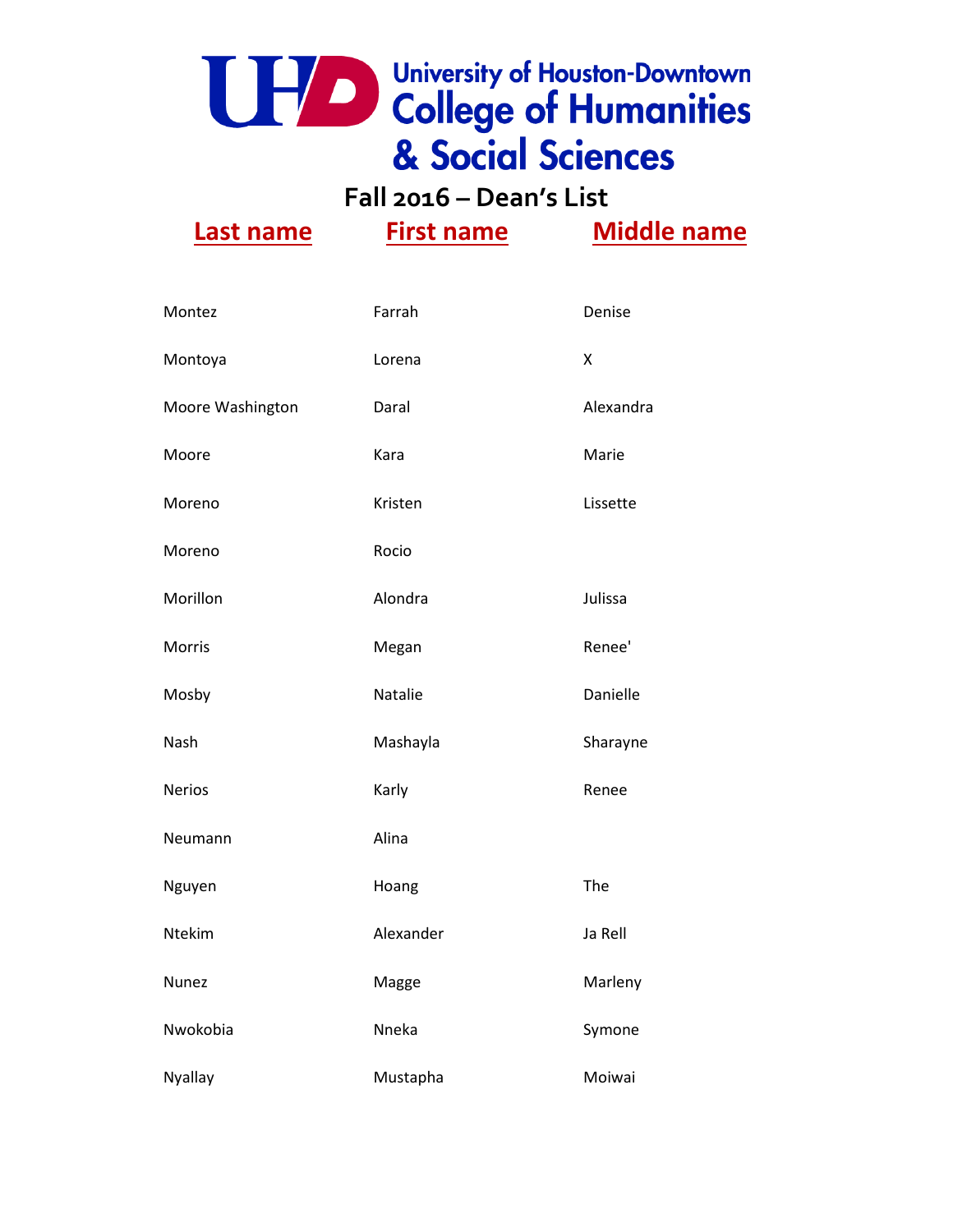University of Houston-Downtown College of Humanities & Social Sciences

## Fall 2016 – Dean's List

| Last name | First name | Middle name |
|---|---|---|
| Montez | Farrah | Denise |
| Montoya | Lorena | X |
| Moore Washington | Daral | Alexandra |
| Moore | Kara | Marie |
| Moreno | Kristen | Lissette |
| Moreno | Rocio | |
| Morillon | Alondra | Julissa |
| Morris | Megan | Renee' |
| Mosby | Natalie | Danielle |
| Nash | Mashayla | Sharayne |
| Nerios | Karly | Renee |
| Neumann | Alina | |
| Nguyen | Hoang | The |
| Ntekim | Alexander | Ja Rell |
| Nunez | Magge | Marleny |
| Nwokobia | Nneka | Symone |
| Nyallay | Mustapha | Moiwai |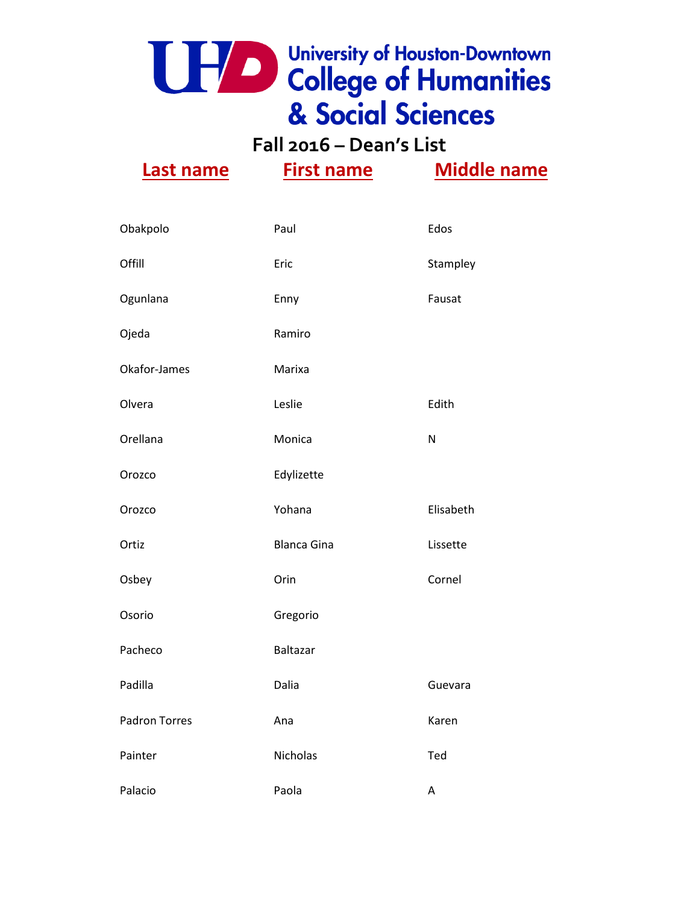# University of Houston-Downtown College of Humanities & Social Sciences

## Fall 2016 – Dean's List

| Last name | First name | Middle name |
|---|---|---|
| Obakpolo | Paul | Edos |
| Offill | Eric | Stampley |
| Ogunlana | Enny | Fausat |
| Ojeda | Ramiro | |
| Okafor-James | Marixa | |
| Olvera | Leslie | Edith |
| Orellana | Monica | N |
| Orozco | Edylizette | |
| Orozco | Yohana | Elisabeth |
| Ortiz | Blanca Gina | Lissette |
| Osbey | Orin | Cornel |
| Osorio | Gregorio | |
| Pacheco | Baltazar | |
| Padilla | Dalia | Guevara |
| Padron Torres | Ana | Karen |
| Painter | Nicholas | Ted |
| Palacio | Paola | A |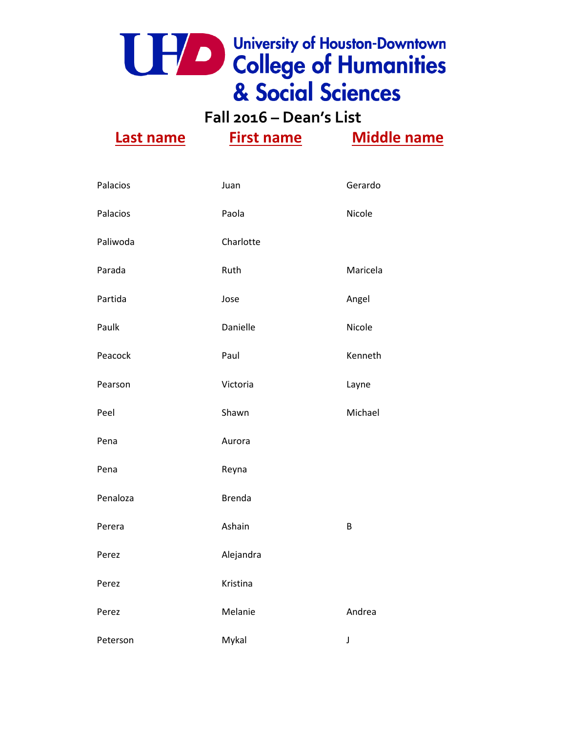# University of Houston-Downtown College of Humanities & Social Sciences

## Fall 2016 – Dean's List

| Last name | First name | Middle name |
|---|---|---|
| Palacios | Juan | Gerardo |
| Palacios | Paola | Nicole |
| Paliwoda | Charlotte | |
| Parada | Ruth | Maricela |
| Partida | Jose | Angel |
| Paulk | Danielle | Nicole |
| Peacock | Paul | Kenneth |
| Pearson | Victoria | Layne |
| Peel | Shawn | Michael |
| Pena | Aurora | |
| Pena | Reyna | |
| Penaloza | Brenda | |
| Perera | Ashain | B |
| Perez | Alejandra | |
| Perez | Kristina | |
| Perez | Melanie | Andrea |
| Peterson | Mykal | J |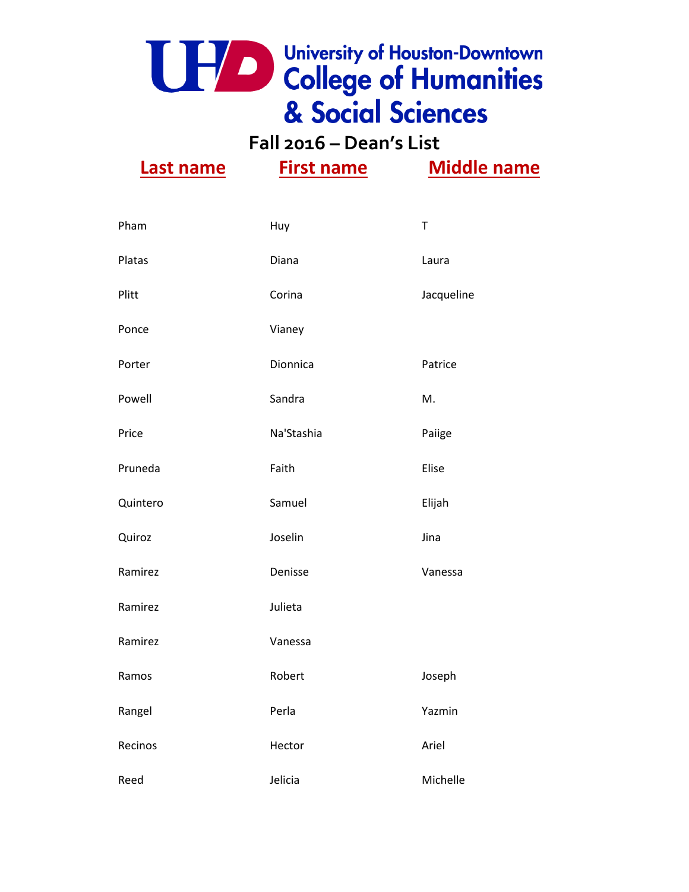University of Houston-Downtown
College of Humanities & Social Sciences

## Fall 2016 – Dean's List

| Last name | First name | Middle name |
|---|---|---|
| Pham | Huy | T |
| Platas | Diana | Laura |
| Plitt | Corina | Jacqueline |
| Ponce | Vianey | |
| Porter | Dionnica | Patrice |
| Powell | Sandra | M. |
| Price | Na'Stashia | Paiige |
| Pruneda | Faith | Elise |
| Quintero | Samuel | Elijah |
| Quiroz | Joselin | Jina |
| Ramirez | Denisse | Vanessa |
| Ramirez | Julieta | |
| Ramirez | Vanessa | |
| Ramos | Robert | Joseph |
| Rangel | Perla | Yazmin |
| Recinos | Hector | Ariel |
| Reed | Jelicia | Michelle |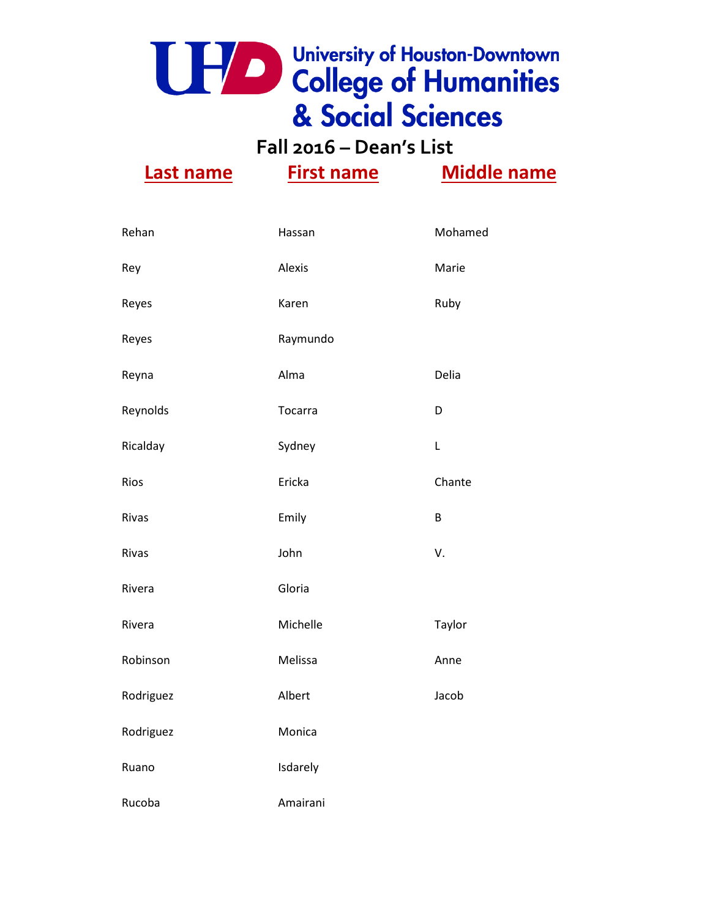# University of Houston-Downtown College of Humanities & Social Sciences

## Fall 2016 – Dean's List

| Last name | First name | Middle name |
|---|---|---|
| Rehan | Hassan | Mohamed |
| Rey | Alexis | Marie |
| Reyes | Karen | Ruby |
| Reyes | Raymundo | |
| Reyna | Alma | Delia |
| Reynolds | Tocarra | D |
| Ricalday | Sydney | L |
| Rios | Ericka | Chante |
| Rivas | Emily | B |
| Rivas | John | V. |
| Rivera | Gloria | |
| Rivera | Michelle | Taylor |
| Robinson | Melissa | Anne |
| Rodriguez | Albert | Jacob |
| Rodriguez | Monica | |
| Ruano | Isdarely | |
| Rucoba | Amairani | |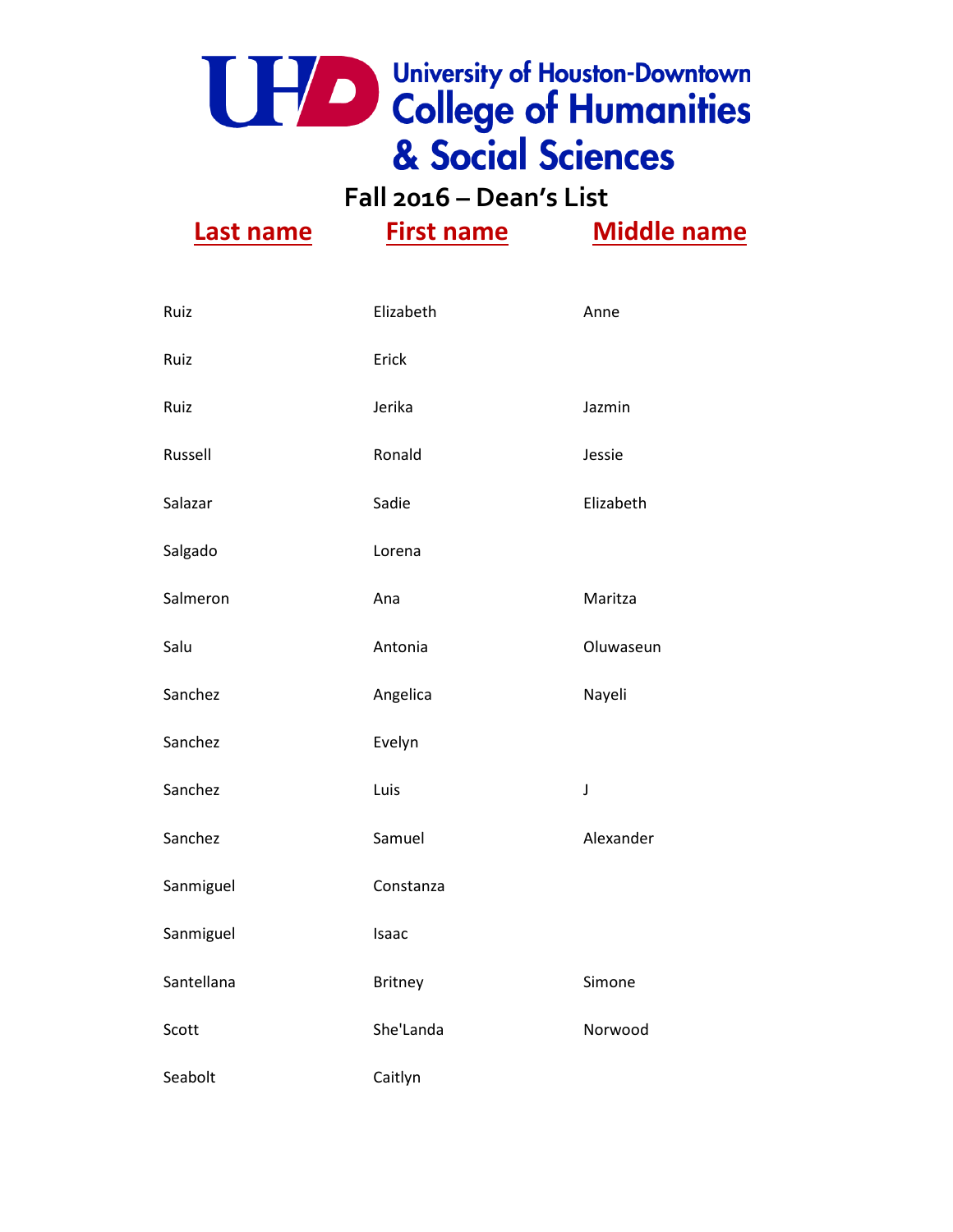University of Houston-Downtown College of Humanities & Social Sciences

## Fall 2016 – Dean's List

| Last name | First name | Middle name |
|---|---|---|
| Ruiz | Elizabeth | Anne |
| Ruiz | Erick | |
| Ruiz | Jerika | Jazmin |
| Russell | Ronald | Jessie |
| Salazar | Sadie | Elizabeth |
| Salgado | Lorena | |
| Salmeron | Ana | Maritza |
| Salu | Antonia | Oluwaseun |
| Sanchez | Angelica | Nayeli |
| Sanchez | Evelyn | |
| Sanchez | Luis | J |
| Sanchez | Samuel | Alexander |
| Sanmiguel | Constanza | |
| Sanmiguel | Isaac | |
| Santellana | Britney | Simone |
| Scott | She'Landa | Norwood |
| Seabolt | Caitlyn | |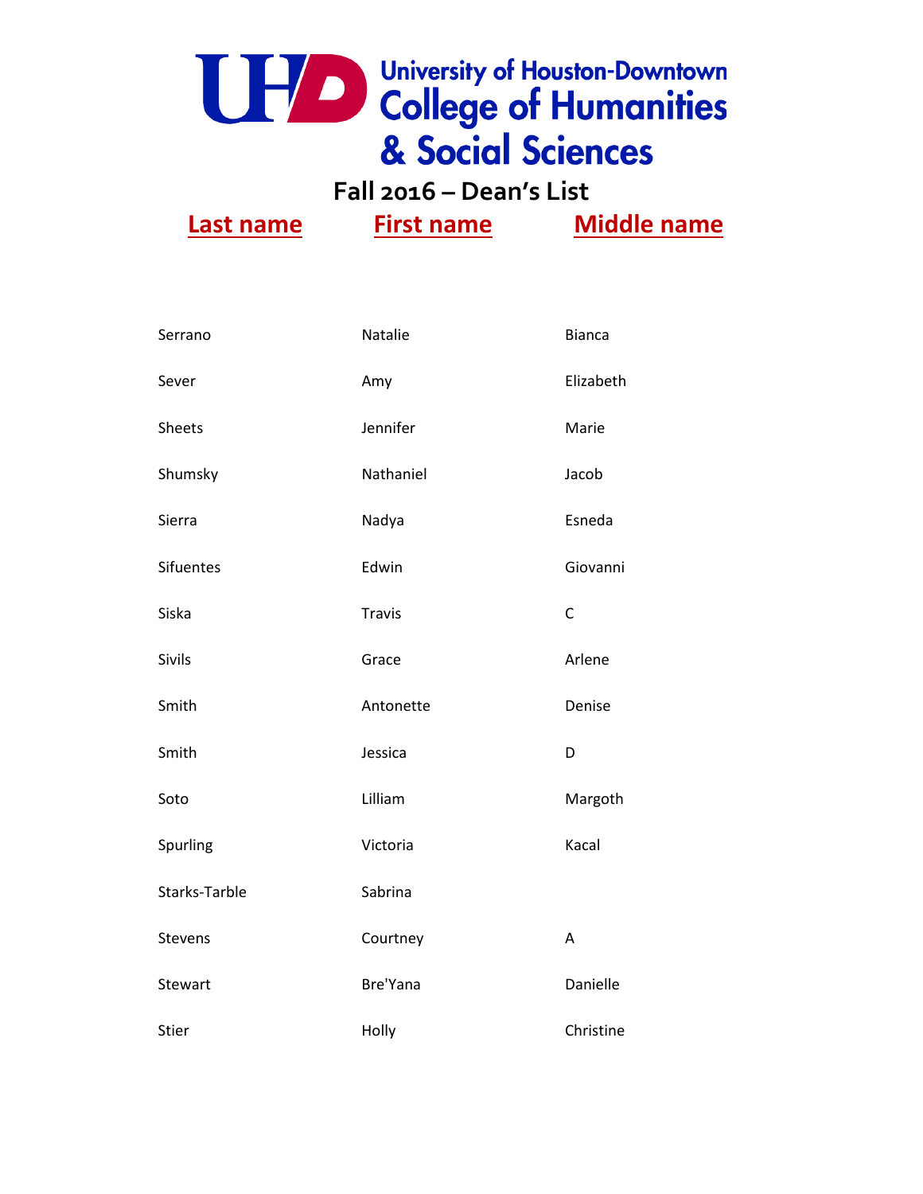University of Houston-Downtown
College of Humanities & Social Sciences

## Fall 2016 – Dean's List

| Last name | First name | Middle name |
|---|---|---|
| Serrano | Natalie | Bianca |
| Sever | Amy | Elizabeth |
| Sheets | Jennifer | Marie |
| Shumsky | Nathaniel | Jacob |
| Sierra | Nadya | Esneda |
| Sifuentes | Edwin | Giovanni |
| Siska | Travis | C |
| Sivils | Grace | Arlene |
| Smith | Antonette | Denise |
| Smith | Jessica | D |
| Soto | Lilliam | Margoth |
| Spurling | Victoria | Kacal |
| Starks-Tarble | Sabrina | |
| Stevens | Courtney | A |
| Stewart | Bre'Yana | Danielle |
| Stier | Holly | Christine |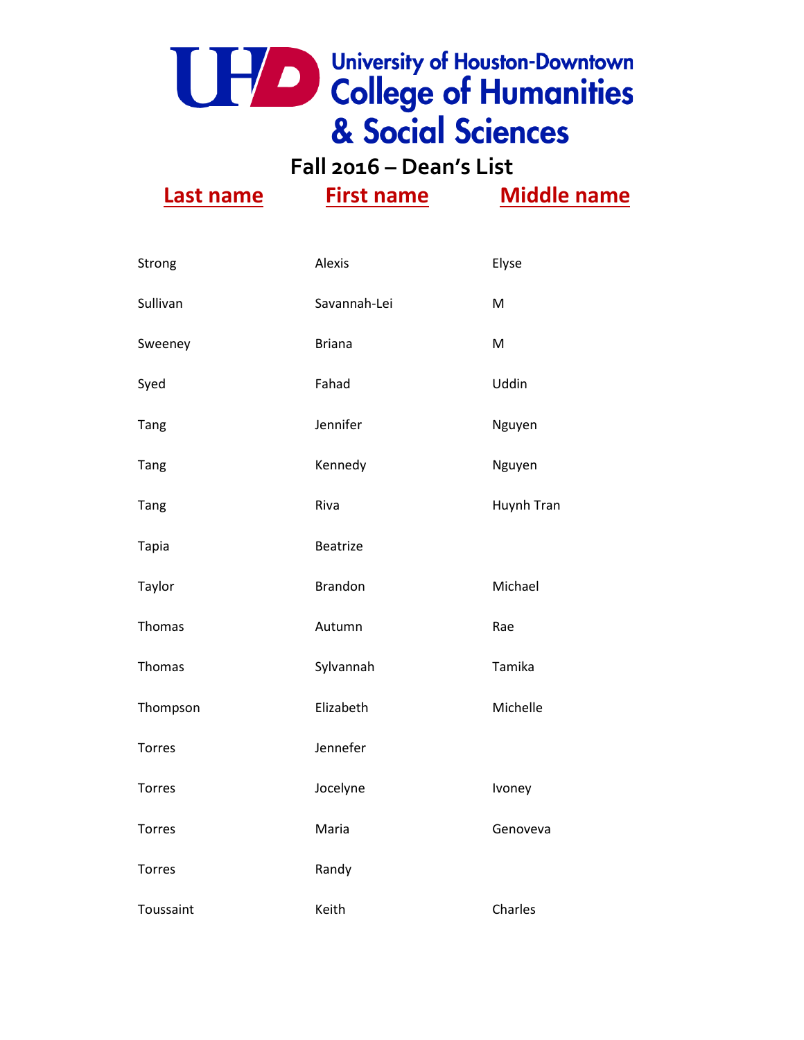University of Houston-Downtown College of Humanities & Social Sciences

# Fall 2016 – Dean's List

| Last name | First name | Middle name |
|---|---|---|
| Strong | Alexis | Elyse |
| Sullivan | Savannah-Lei | M |
| Sweeney | Briana | M |
| Syed | Fahad | Uddin |
| Tang | Jennifer | Nguyen |
| Tang | Kennedy | Nguyen |
| Tang | Riva | Huynh Tran |
| Tapia | Beatrize | |
| Taylor | Brandon | Michael |
| Thomas | Autumn | Rae |
| Thomas | Sylvannah | Tamika |
| Thompson | Elizabeth | Michelle |
| Torres | Jennefer | |
| Torres | Jocelyne | Ivoney |
| Torres | Maria | Genoveva |
| Torres | Randy | |
| Toussaint | Keith | Charles |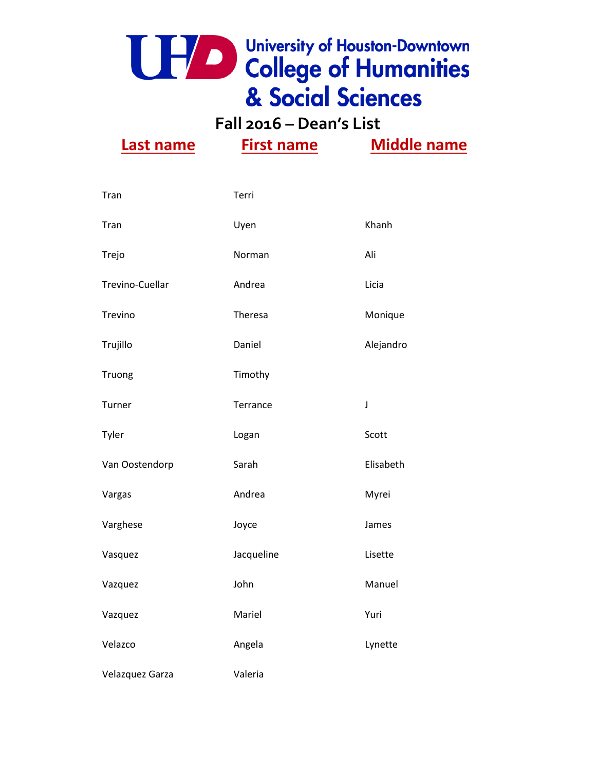University of Houston-Downtown College of Humanities & Social Sciences

## Fall 2016 – Dean's List

| Last name | First name | Middle name |
|---|---|---|
| Tran | Terri | |
| Tran | Uyen | Khanh |
| Trejo | Norman | Ali |
| Trevino-Cuellar | Andrea | Licia |
| Trevino | Theresa | Monique |
| Trujillo | Daniel | Alejandro |
| Truong | Timothy | |
| Turner | Terrance | J |
| Tyler | Logan | Scott |
| Van Oostendorp | Sarah | Elisabeth |
| Vargas | Andrea | Myrei |
| Varghese | Joyce | James |
| Vasquez | Jacqueline | Lisette |
| Vazquez | John | Manuel |
| Vazquez | Mariel | Yuri |
| Velazco | Angela | Lynette |
| Velazquez Garza | Valeria | |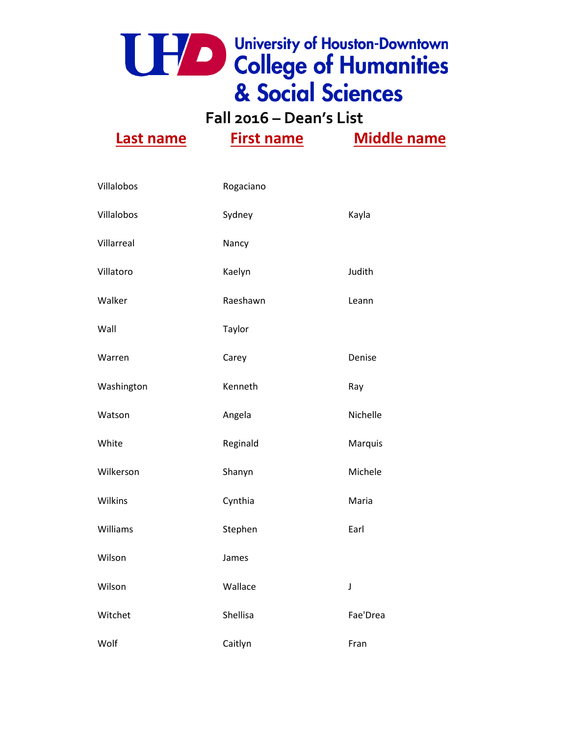# University of Houston-Downtown College of Humanities & Social Sciences

## Fall 2016 – Dean's List

| Last name | First name | Middle name |
| --- | --- | --- |
| Villalobos | Rogaciano | |
| Villalobos | Sydney | Kayla |
| Villarreal | Nancy | |
| Villatoro | Kaelyn | Judith |
| Walker | Raeshawn | Leann |
| Wall | Taylor | |
| Warren | Carey | Denise |
| Washington | Kenneth | Ray |
| Watson | Angela | Nichelle |
| White | Reginald | Marquis |
| Wilkerson | Shanyn | Michele |
| Wilkins | Cynthia | Maria |
| Williams | Stephen | Earl |
| Wilson | James | |
| Wilson | Wallace | J |
| Witchet | Shellisa | Fae'Drea |
| Wolf | Caitlyn | Fran |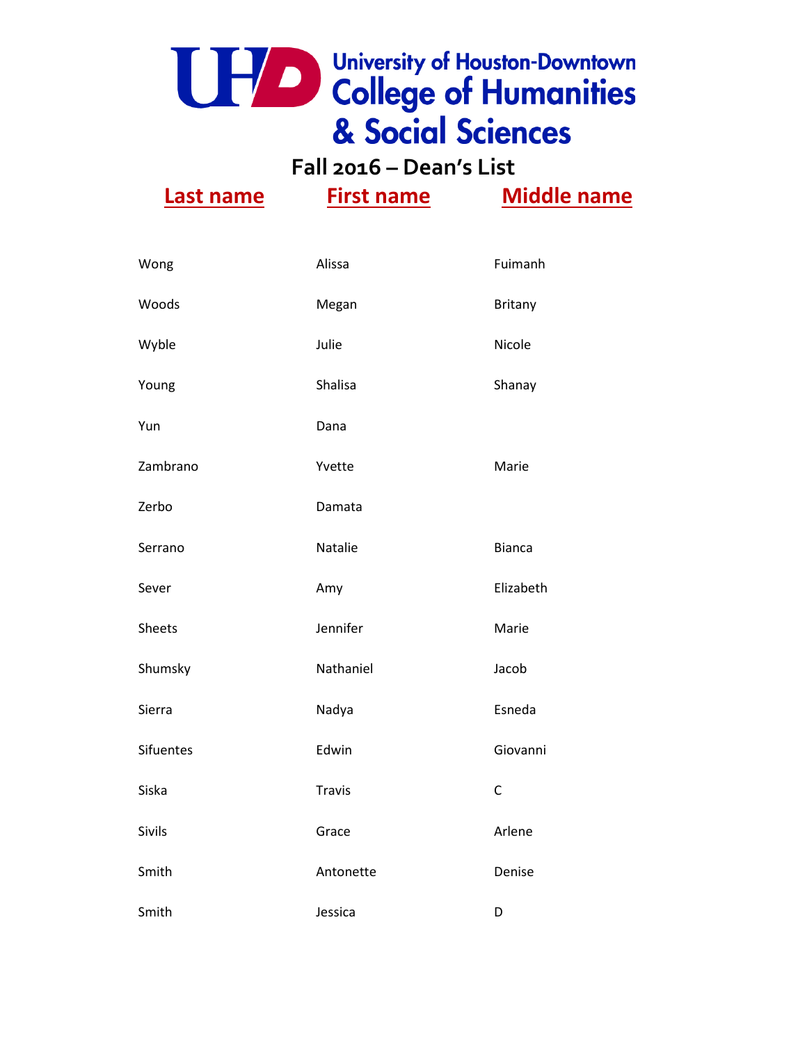# University of Houston-Downtown College of Humanities & Social Sciences

## Fall 2016 – Dean's List

| Last name | First name | Middle name |
| --- | --- | --- |
| Wong | Alissa | Fuimanh |
| Woods | Megan | Britany |
| Wyble | Julie | Nicole |
| Young | Shalisa | Shanay |
| Yun | Dana | |
| Zambrano | Yvette | Marie |
| Zerbo | Damata | |
| Serrano | Natalie | Bianca |
| Sever | Amy | Elizabeth |
| Sheets | Jennifer | Marie |
| Shumsky | Nathaniel | Jacob |
| Sierra | Nadya | Esneda |
| Sifuentes | Edwin | Giovanni |
| Siska | Travis | C |
| Sivils | Grace | Arlene |
| Smith | Antonette | Denise |
| Smith | Jessica | D |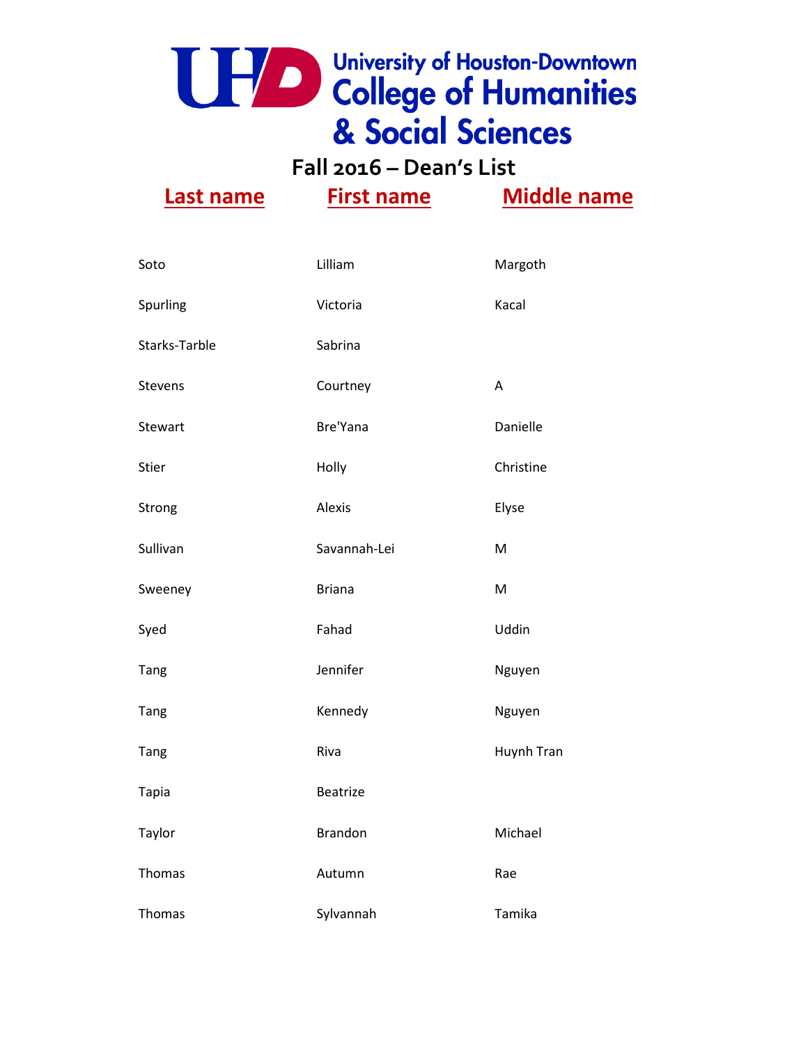# University of Houston-Downtown College of Humanities & Social Sciences

## Fall 2016 – Dean's List

| Last name | First name | Middle name |
|---|---|---|
| Soto | Lilliam | Margoth |
| Spurling | Victoria | Kacal |
| Starks-Tarble | Sabrina | |
| Stevens | Courtney | A |
| Stewart | Bre'Yana | Danielle |
| Stier | Holly | Christine |
| Strong | Alexis | Elyse |
| Sullivan | Savannah-Lei | M |
| Sweeney | Briana | M |
| Syed | Fahad | Uddin |
| Tang | Jennifer | Nguyen |
| Tang | Kennedy | Nguyen |
| Tang | Riva | Huynh Tran |
| Tapia | Beatrize | |
| Taylor | Brandon | Michael |
| Thomas | Autumn | Rae |
| Thomas | Sylvannah | Tamika |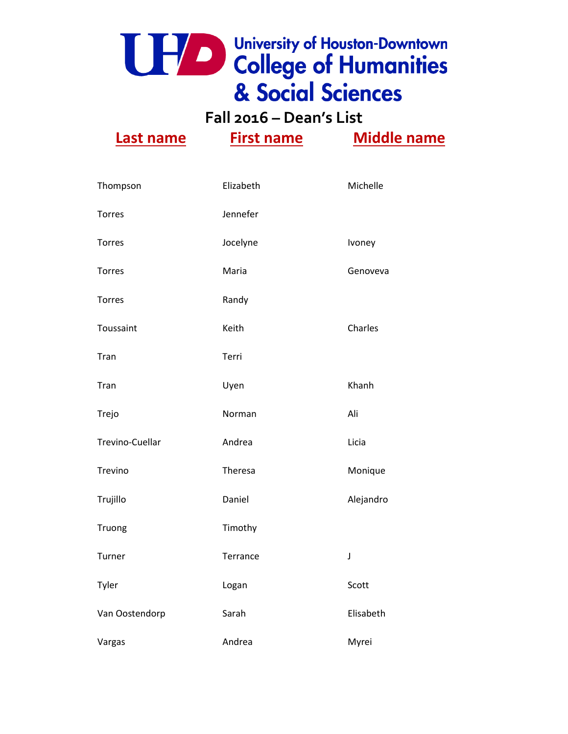University of Houston-Downtown
College of Humanities & Social Sciences

## Fall 2016 – Dean's List

| Last name | First name | Middle name |
| --- | --- | --- |
| Thompson | Elizabeth | Michelle |
| Torres | Jennefer | |
| Torres | Jocelyne | Ivoney |
| Torres | Maria | Genoveva |
| Torres | Randy | |
| Toussaint | Keith | Charles |
| Tran | Terri | |
| Tran | Uyen | Khanh |
| Trejo | Norman | Ali |
| Trevino-Cuellar | Andrea | Licia |
| Trevino | Theresa | Monique |
| Trujillo | Daniel | Alejandro |
| Truong | Timothy | |
| Turner | Terrance | J |
| Tyler | Logan | Scott |
| Van Oostendorp | Sarah | Elisabeth |
| Vargas | Andrea | Myrei |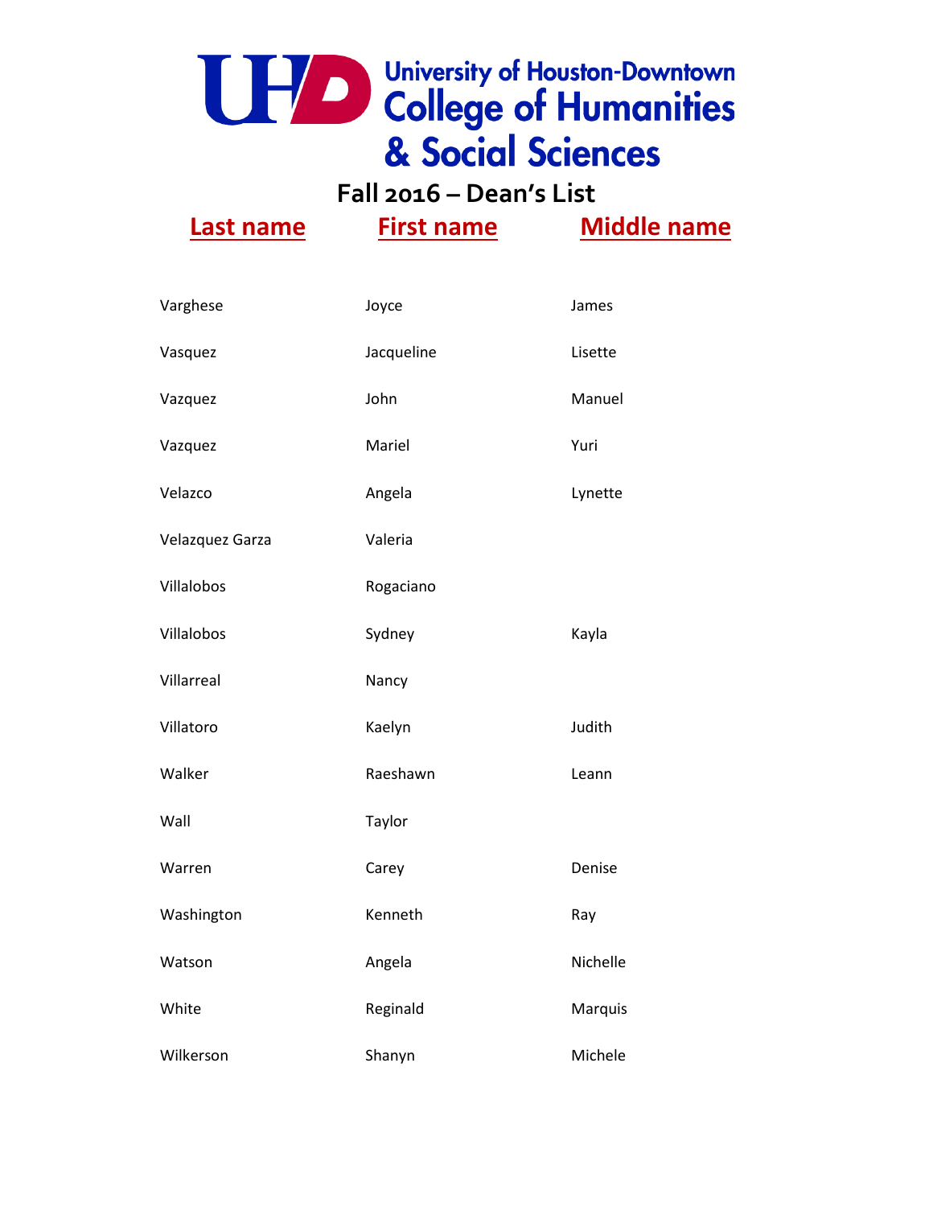University of Houston-Downtown
College of Humanities & Social Sciences

## Fall 2016 – Dean's List

| Last name | First name | Middle name |
|---|---|---|
| Varghese | Joyce | James |
| Vasquez | Jacqueline | Lisette |
| Vazquez | John | Manuel |
| Vazquez | Mariel | Yuri |
| Velazco | Angela | Lynette |
| Velazquez Garza | Valeria | |
| Villalobos | Rogaciano | |
| Villalobos | Sydney | Kayla |
| Villarreal | Nancy | |
| Villatoro | Kaelyn | Judith |
| Walker | Raeshawn | Leann |
| Wall | Taylor | |
| Warren | Carey | Denise |
| Washington | Kenneth | Ray |
| Watson | Angela | Nichelle |
| White | Reginald | Marquis |
| Wilkerson | Shanyn | Michele |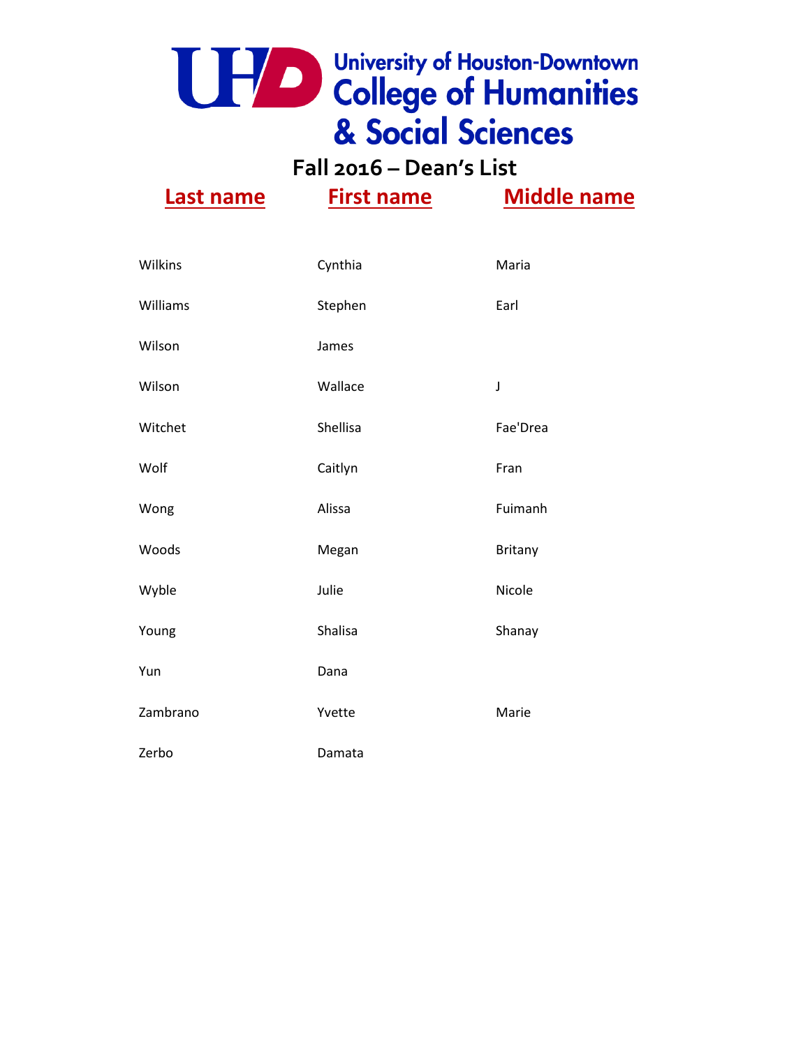University of Houston-Downtown
College of Humanities & Social Sciences

# Fall 2016 – Dean's List

| Last name | First name | Middle name |
|---|---|---|
| Wilkins | Cynthia | Maria |
| Williams | Stephen | Earl |
| Wilson | James | |
| Wilson | Wallace | J |
| Witchet | Shellisa | Fae'Drea |
| Wolf | Caitlyn | Fran |
| Wong | Alissa | Fuimanh |
| Woods | Megan | Britany |
| Wyble | Julie | Nicole |
| Young | Shalisa | Shanay |
| Yun | Dana | |
| Zambrano | Yvette | Marie |
| Zerbo | Damata | |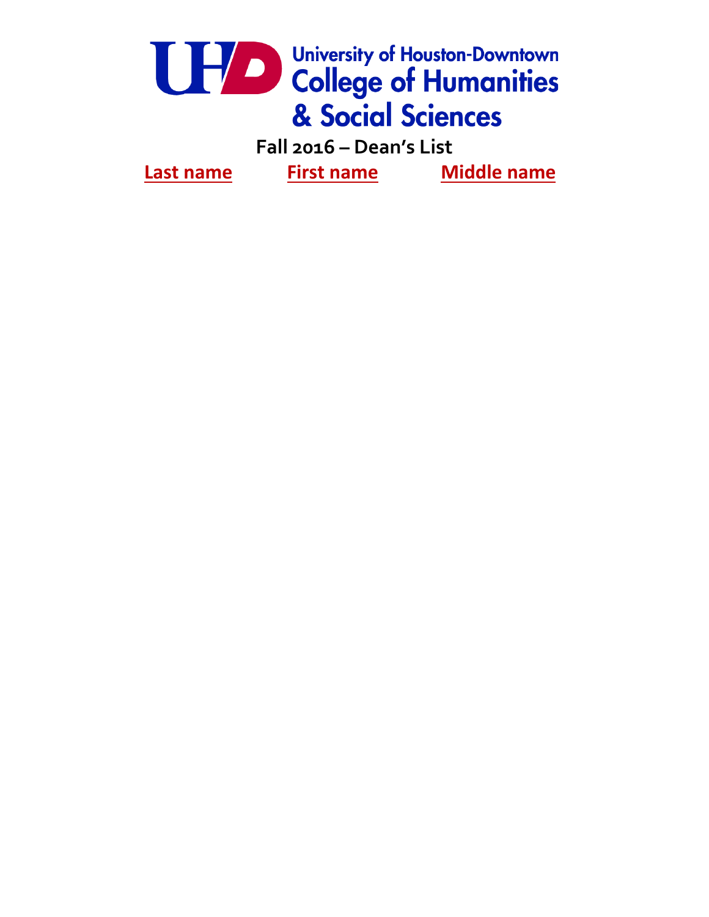University of Houston-Downtown
College of Humanities
& Social Sciences

**Fall 2016 – Dean's List**

| Last name | First name | Middle name |
|---|---|---|